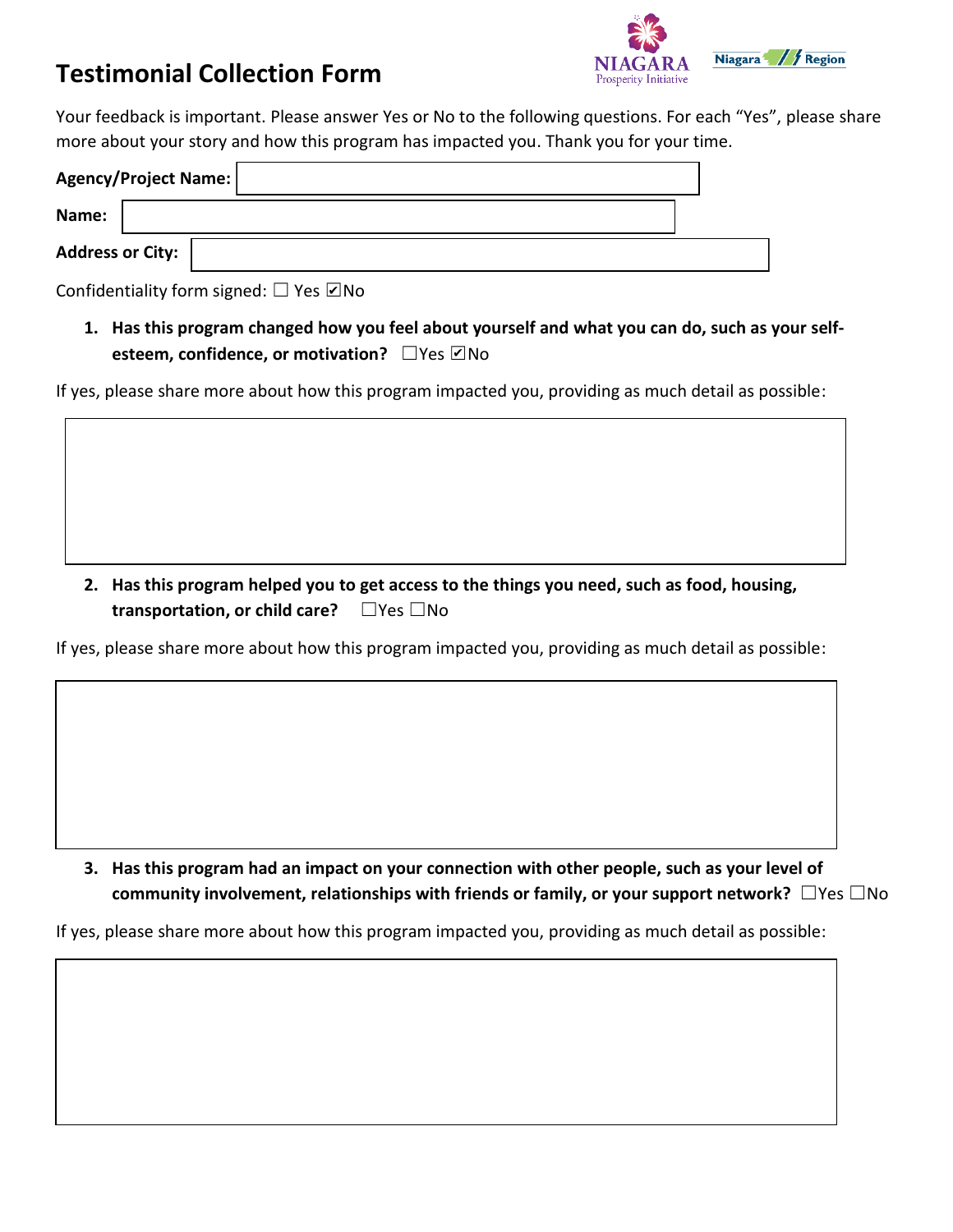# Testimonial Collection Form

Your feedback is important. Please answer Yes or No to the following questions. For each "Yes", please share more about your story and how this program has impacted you. Thank you for your time.

**Agency/Project Name:**

**Name:**

**Address or City:**

Confidentiality form signed: ☐ Yes ☑No

1. **Has this program changed how you feel about yourself and what you can do, such as your self-esteem, confidence, or motivation?** ☐Yes ☑No

If yes, please share more about how this program impacted you, providing as much detail as possible:

2. **Has this program helped you to get access to the things you need, such as food, housing, transportation, or child care?** ☐Yes ☐No

If yes, please share more about how this program impacted you, providing as much detail as possible:

3. **Has this program had an impact on your connection with other people, such as your level of community involvement, relationships with friends or family, or your support network?** ☐Yes ☐No

If yes, please share more about how this program impacted you, providing as much detail as possible: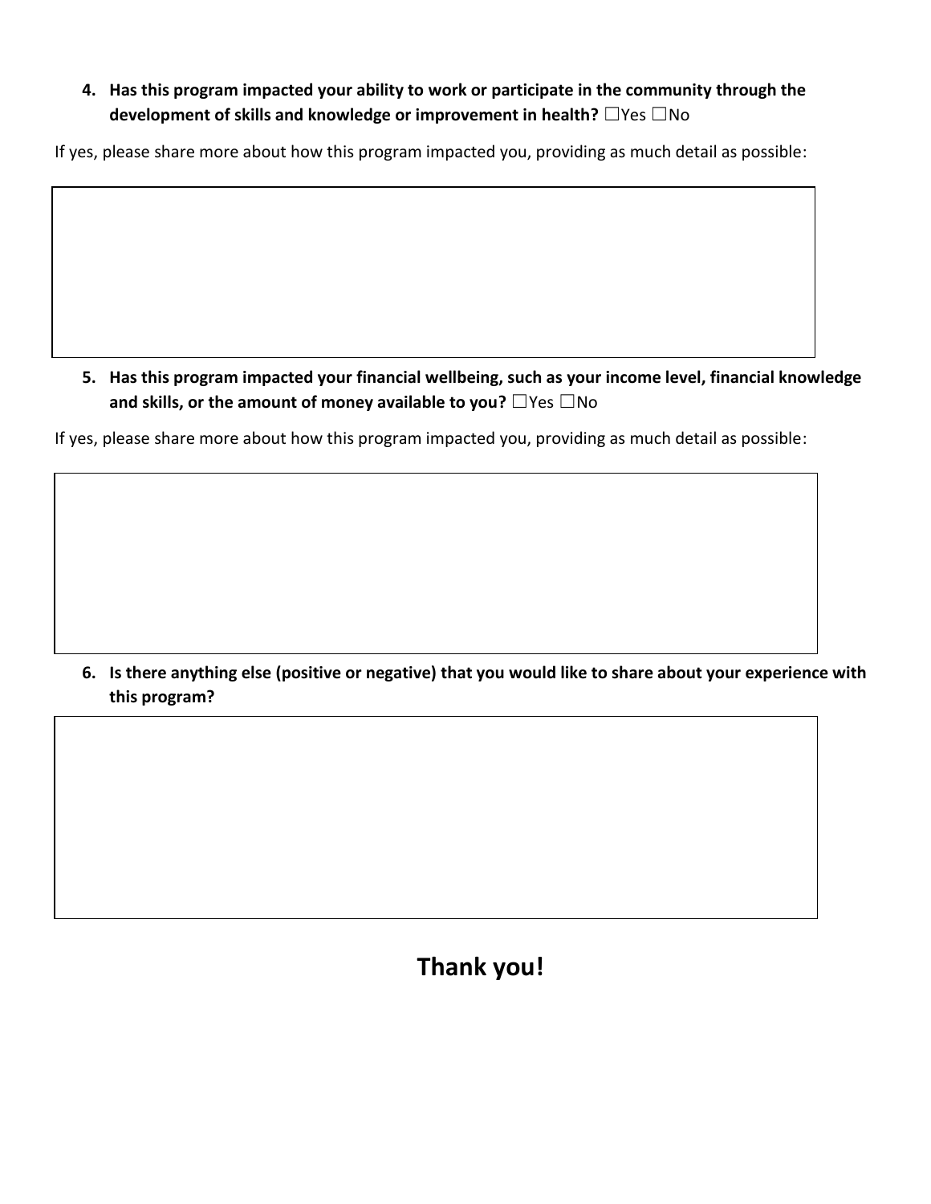4. **Has this program impacted your ability to work or participate in the community through the development of skills and knowledge or improvement in health?** ☐Yes ☐No

If yes, please share more about how this program impacted you, providing as much detail as possible:

| |
|---|
| |

5. **Has this program impacted your financial wellbeing, such as your income level, financial knowledge and skills, or the amount of money available to you?** ☐Yes ☐No

If yes, please share more about how this program impacted you, providing as much detail as possible:

| |
|---|
| |

6. **Is there anything else (positive or negative) that you would like to share about your experience with this program?**

| |
|---|
| |

# Thank you!